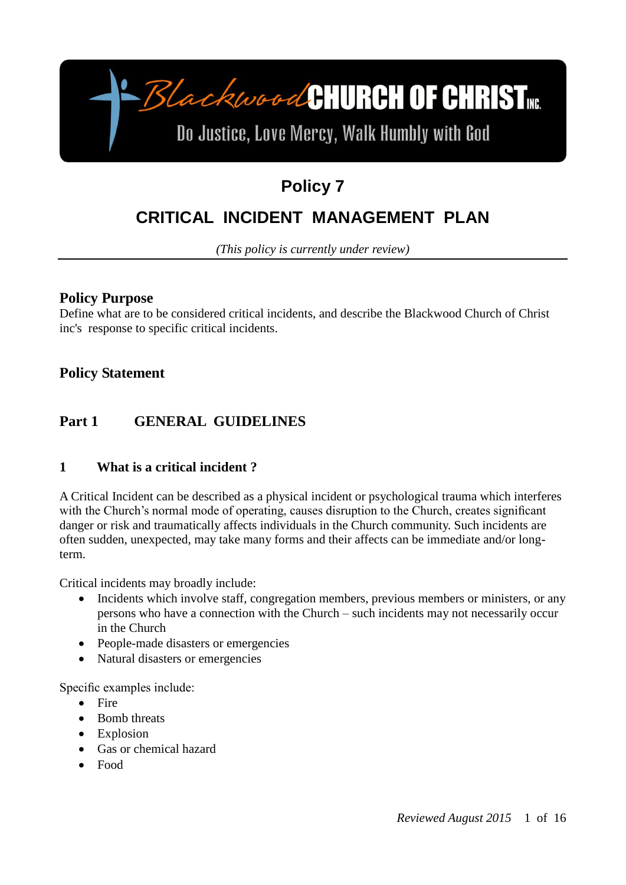Blackwood CHURCH OF CHRIST INC.

Do Justice, Love Mercy, Walk Humbly with God

# Policy 7

# CRITICAL INCIDENT MANAGEMENT PLAN

*(This policy is currently under review)*

---

## Policy Purpose

Define what are to be considered critical incidents, and describe the Blackwood Church of Christ inc's response to specific critical incidents.

## Policy Statement

## Part 1 GENERAL GUIDELINES

### 1 What is a critical incident ?

A Critical Incident can be described as a physical incident or psychological trauma which interferes with the Church's normal mode of operating, causes disruption to the Church, creates significant danger or risk and traumatically affects individuals in the Church community. Such incidents are often sudden, unexpected, may take many forms and their affects can be immediate and/or long-term.

Critical incidents may broadly include:

- Incidents which involve staff, congregation members, previous members or ministers, or any persons who have a connection with the Church – such incidents may not necessarily occur in the Church
- People-made disasters or emergencies
- Natural disasters or emergencies

Specific examples include:

- Fire
- Bomb threats
- Explosion
- Gas or chemical hazard
- Food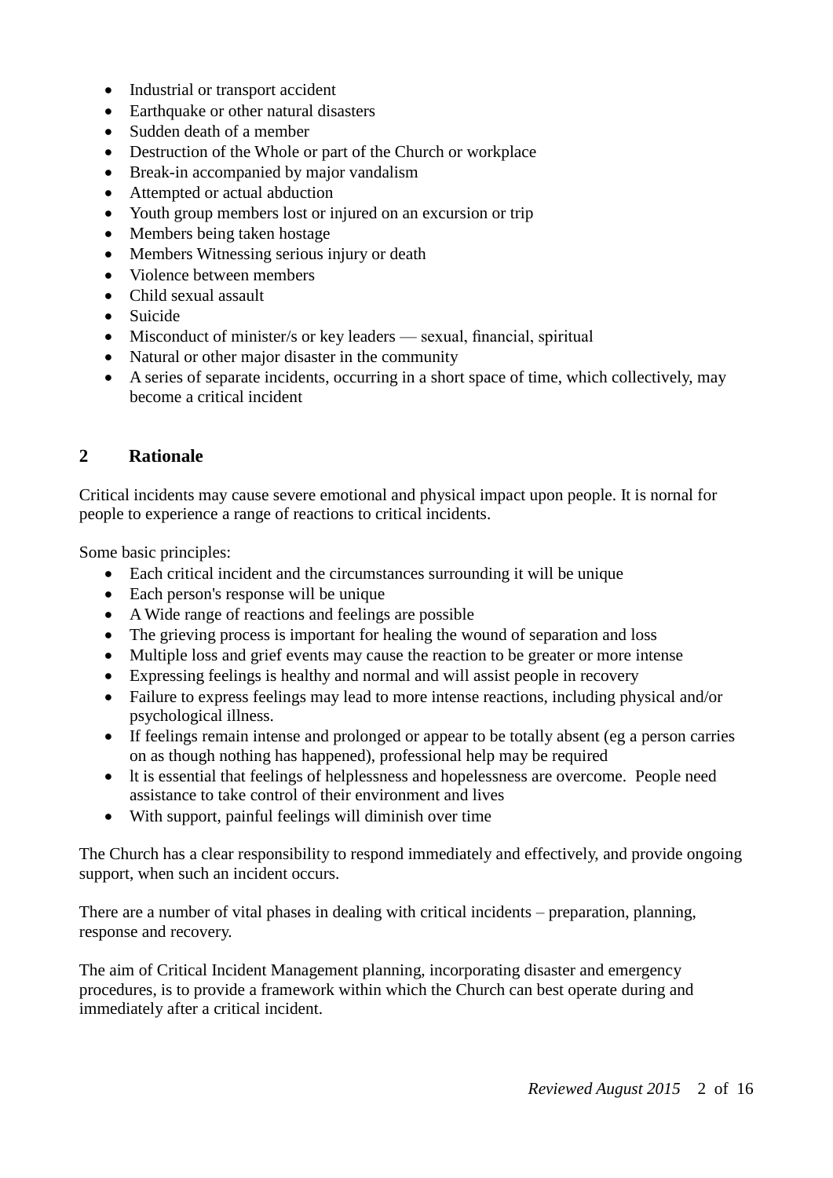- Industrial or transport accident
- Earthquake or other natural disasters
- Sudden death of a member
- Destruction of the Whole or part of the Church or workplace
- Break-in accompanied by major vandalism
- Attempted or actual abduction
- Youth group members lost or injured on an excursion or trip
- Members being taken hostage
- Members Witnessing serious injury or death
- Violence between members
- Child sexual assault
- Suicide
- Misconduct of minister/s or key leaders — sexual, financial, spiritual
- Natural or other major disaster in the community
- A series of separate incidents, occurring in a short space of time, which collectively, may become a critical incident

## 2 Rationale

Critical incidents may cause severe emotional and physical impact upon people. It is nornal for people to experience a range of reactions to critical incidents.

Some basic principles:

- Each critical incident and the circumstances surrounding it will be unique
- Each person's response will be unique
- A Wide range of reactions and feelings are possible
- The grieving process is important for healing the wound of separation and loss
- Multiple loss and grief events may cause the reaction to be greater or more intense
- Expressing feelings is healthy and normal and will assist people in recovery
- Failure to express feelings may lead to more intense reactions, including physical and/or psychological illness.
- If feelings remain intense and prolonged or appear to be totally absent (eg a person carries on as though nothing has happened), professional help may be required
- lt is essential that feelings of helplessness and hopelessness are overcome. People need assistance to take control of their environment and lives
- With support, painful feelings will diminish over time

The Church has a clear responsibility to respond immediately and effectively, and provide ongoing support, when such an incident occurs.

There are a number of vital phases in dealing with critical incidents – preparation, planning, response and recovery.

The aim of Critical Incident Management planning, incorporating disaster and emergency procedures, is to provide a framework within which the Church can best operate during and immediately after a critical incident.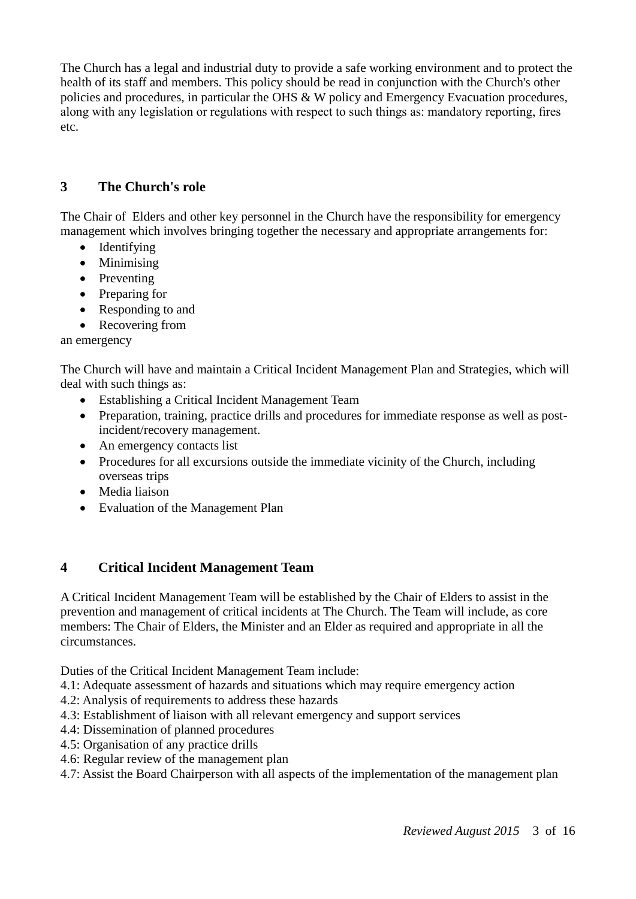The Church has a legal and industrial duty to provide a safe working environment and to protect the health of its staff and members. This policy should be read in conjunction with the Church's other policies and procedures, in particular the OHS & W policy and Emergency Evacuation procedures, along with any legislation or regulations with respect to such things as: mandatory reporting, fires etc.

## 3 The Church's role

The Chair of Elders and other key personnel in the Church have the responsibility for emergency management which involves bringing together the necessary and appropriate arrangements for:

- Identifying
- Minimising
- Preventing
- Preparing for
- Responding to and
- Recovering from

an emergency

The Church will have and maintain a Critical Incident Management Plan and Strategies, which will deal with such things as:

- Establishing a Critical Incident Management Team
- Preparation, training, practice drills and procedures for immediate response as well as post-incident/recovery management.
- An emergency contacts list
- Procedures for all excursions outside the immediate vicinity of the Church, including overseas trips
- Media liaison
- Evaluation of the Management Plan

## 4 Critical Incident Management Team

A Critical Incident Management Team will be established by the Chair of Elders to assist in the prevention and management of critical incidents at The Church. The Team will include, as core members: The Chair of Elders, the Minister and an Elder as required and appropriate in all the circumstances.

Duties of the Critical Incident Management Team include:

4.1: Adequate assessment of hazards and situations which may require emergency action
4.2: Analysis of requirements to address these hazards
4.3: Establishment of liaison with all relevant emergency and support services
4.4: Dissemination of planned procedures
4.5: Organisation of any practice drills
4.6: Regular review of the management plan
4.7: Assist the Board Chairperson with all aspects of the implementation of the management plan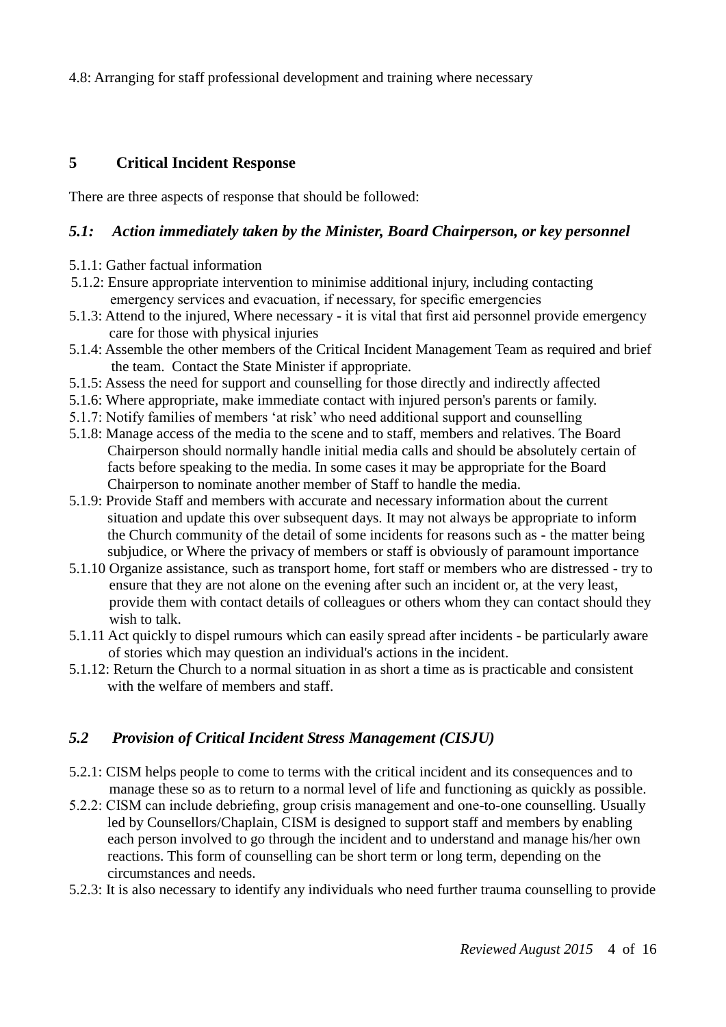4.8: Arranging for staff professional development and training where necessary

## 5 Critical Incident Response

There are three aspects of response that should be followed:

### *5.1: Action immediately taken by the Minister, Board Chairperson, or key personnel*

5.1.1: Gather factual information

5.1.2: Ensure appropriate intervention to minimise additional injury, including contacting emergency services and evacuation, if necessary, for specific emergencies

5.1.3: Attend to the injured, Where necessary - it is vital that first aid personnel provide emergency care for those with physical injuries

5.1.4: Assemble the other members of the Critical Incident Management Team as required and brief the team. Contact the State Minister if appropriate.

5.1.5: Assess the need for support and counselling for those directly and indirectly affected

5.1.6: Where appropriate, make immediate contact with injured person's parents or family.

5.1.7: Notify families of members 'at risk' who need additional support and counselling

5.1.8: Manage access of the media to the scene and to staff, members and relatives. The Board Chairperson should normally handle initial media calls and should be absolutely certain of facts before speaking to the media. In some cases it may be appropriate for the Board Chairperson to nominate another member of Staff to handle the media.

5.1.9: Provide Staff and members with accurate and necessary information about the current situation and update this over subsequent days. It may not always be appropriate to inform the Church community of the detail of some incidents for reasons such as - the matter being subjudice, or Where the privacy of members or staff is obviously of paramount importance

5.1.10 Organize assistance, such as transport home, fort staff or members who are distressed - try to ensure that they are not alone on the evening after such an incident or, at the very least, provide them with contact details of colleagues or others whom they can contact should they wish to talk.

5.1.11 Act quickly to dispel rumours which can easily spread after incidents - be particularly aware of stories which may question an individual's actions in the incident.

5.1.12: Return the Church to a normal situation in as short a time as is practicable and consistent with the welfare of members and staff.

### *5.2 Provision of Critical Incident Stress Management (CISJU)*

5.2.1: CISM helps people to come to terms with the critical incident and its consequences and to manage these so as to return to a normal level of life and functioning as quickly as possible.

5.2.2: CISM can include debriefing, group crisis management and one-to-one counselling. Usually led by Counsellors/Chaplain, CISM is designed to support staff and members by enabling each person involved to go through the incident and to understand and manage his/her own reactions. This form of counselling can be short term or long term, depending on the circumstances and needs.

5.2.3: It is also necessary to identify any individuals who need further trauma counselling to provide

*Reviewed August 2015*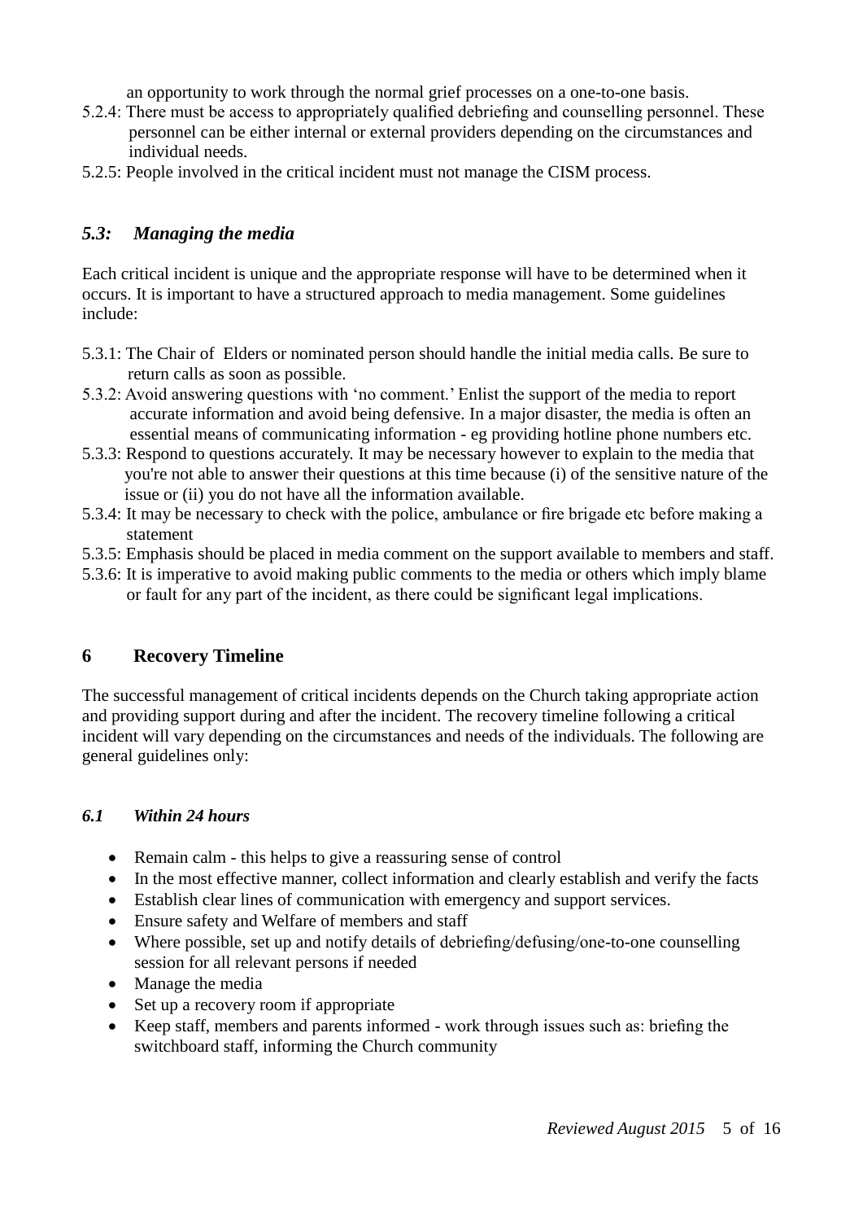an opportunity to work through the normal grief processes on a one-to-one basis.

5.2.4: There must be access to appropriately qualified debriefing and counselling personnel. These personnel can be either internal or external providers depending on the circumstances and individual needs.

5.2.5: People involved in the critical incident must not manage the CISM process.

### *5.3: Managing the media*

Each critical incident is unique and the appropriate response will have to be determined when it occurs. It is important to have a structured approach to media management. Some guidelines include:

5.3.1: The Chair of Elders or nominated person should handle the initial media calls. Be sure to return calls as soon as possible.

5.3.2: Avoid answering questions with 'no comment.' Enlist the support of the media to report accurate information and avoid being defensive. In a major disaster, the media is often an essential means of communicating information - eg providing hotline phone numbers etc.

5.3.3: Respond to questions accurately. It may be necessary however to explain to the media that you're not able to answer their questions at this time because (i) of the sensitive nature of the issue or (ii) you do not have all the information available.

5.3.4: It may be necessary to check with the police, ambulance or fire brigade etc before making a statement

5.3.5: Emphasis should be placed in media comment on the support available to members and staff.

5.3.6: It is imperative to avoid making public comments to the media or others which imply blame or fault for any part of the incident, as there could be significant legal implications.

## 6 Recovery Timeline

The successful management of critical incidents depends on the Church taking appropriate action and providing support during and after the incident. The recovery timeline following a critical incident will vary depending on the circumstances and needs of the individuals. The following are general guidelines only:

### *6.1 Within 24 hours*

- Remain calm - this helps to give a reassuring sense of control
- In the most effective manner, collect information and clearly establish and verify the facts
- Establish clear lines of communication with emergency and support services.
- Ensure safety and Welfare of members and staff
- Where possible, set up and notify details of debriefing/defusing/one-to-one counselling session for all relevant persons if needed
- Manage the media
- Set up a recovery room if appropriate
- Keep staff, members and parents informed - work through issues such as: briefing the switchboard staff, informing the Church community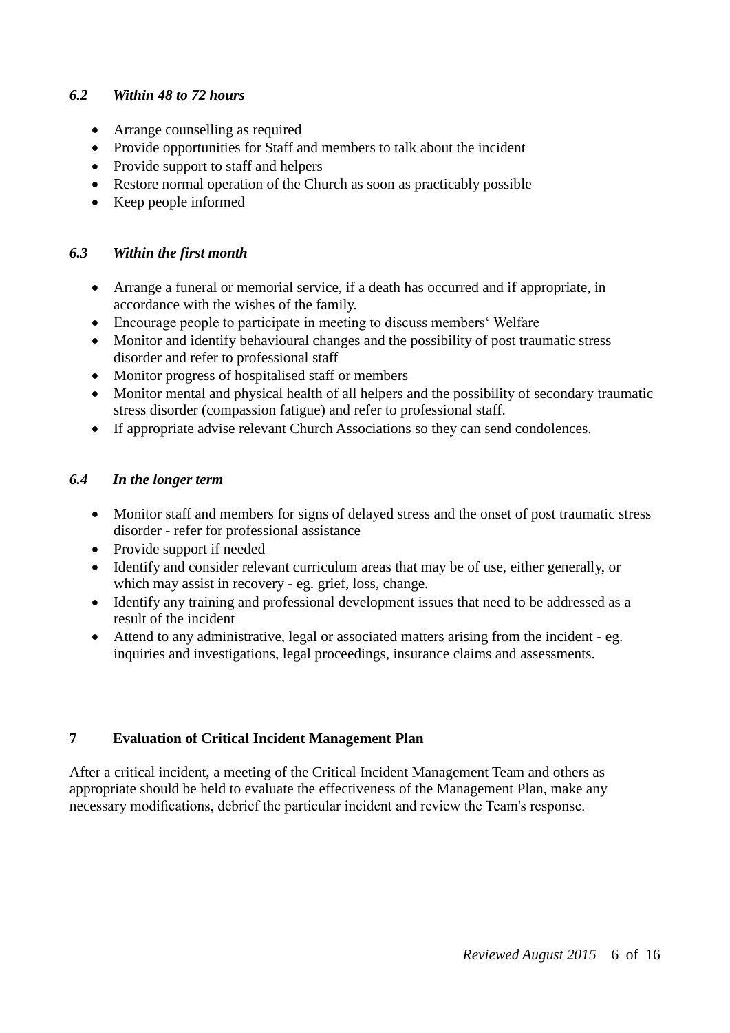### *6.2 Within 48 to 72 hours*

- Arrange counselling as required
- Provide opportunities for Staff and members to talk about the incident
- Provide support to staff and helpers
- Restore normal operation of the Church as soon as practicably possible
- Keep people informed

### *6.3 Within the first month*

- Arrange a funeral or memorial service, if a death has occurred and if appropriate, in accordance with the wishes of the family.
- Encourage people to participate in meeting to discuss members‘ Welfare
- Monitor and identify behavioural changes and the possibility of post traumatic stress disorder and refer to professional staff
- Monitor progress of hospitalised staff or members
- Monitor mental and physical health of all helpers and the possibility of secondary traumatic stress disorder (compassion fatigue) and refer to professional staff.
- If appropriate advise relevant Church Associations so they can send condolences.

### *6.4 In the longer term*

- Monitor staff and members for signs of delayed stress and the onset of post traumatic stress disorder - refer for professional assistance
- Provide support if needed
- Identify and consider relevant curriculum areas that may be of use, either generally, or which may assist in recovery - eg. grief, loss, change.
- Identify any training and professional development issues that need to be addressed as a result of the incident
- Attend to any administrative, legal or associated matters arising from the incident - eg. inquiries and investigations, legal proceedings, insurance claims and assessments.

## 7 Evaluation of Critical Incident Management Plan

After a critical incident, a meeting of the Critical Incident Management Team and others as appropriate should be held to evaluate the effectiveness of the Management Plan, make any necessary modifications, debrief the particular incident and review the Team's response.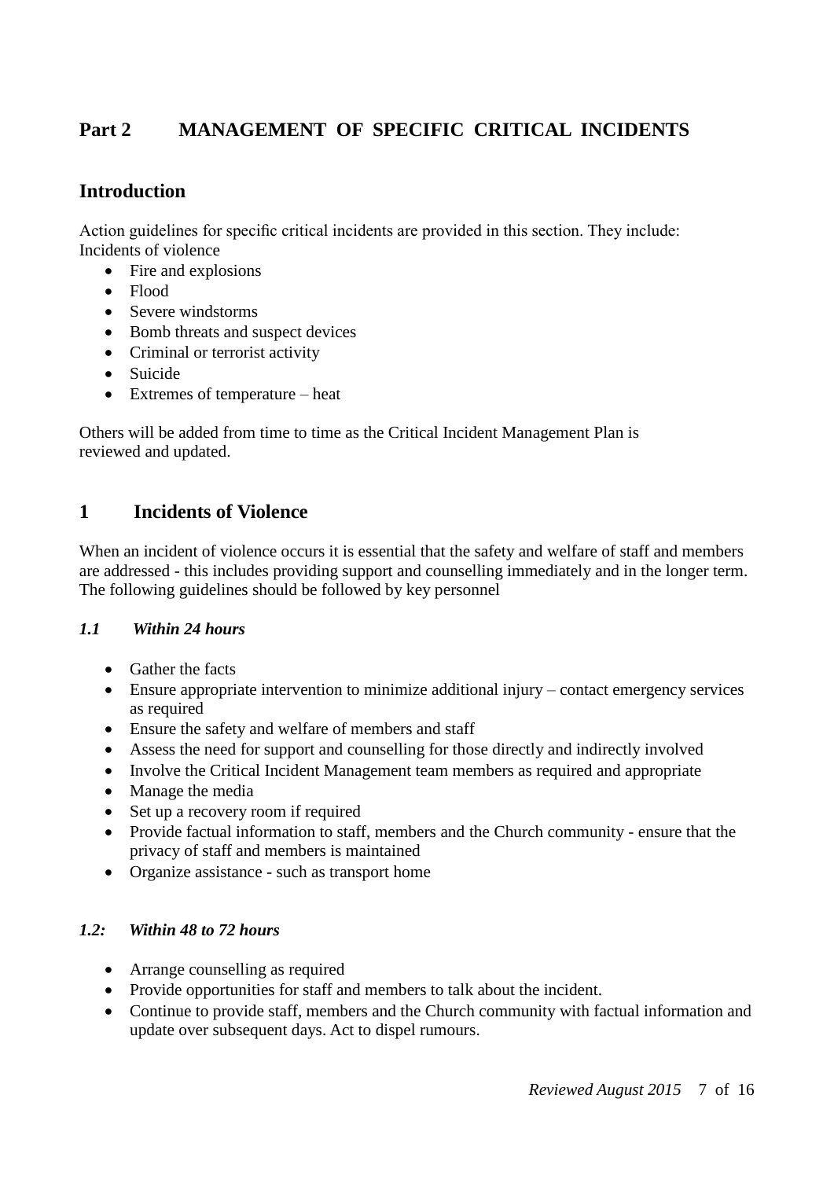# Part 2 MANAGEMENT OF SPECIFIC CRITICAL INCIDENTS

## Introduction

Action guidelines for specific critical incidents are provided in this section. They include:
Incidents of violence

- Fire and explosions
- Flood
- Severe windstorms
- Bomb threats and suspect devices
- Criminal or terrorist activity
- Suicide
- Extremes of temperature – heat

Others will be added from time to time as the Critical Incident Management Plan is reviewed and updated.

## 1 Incidents of Violence

When an incident of violence occurs it is essential that the safety and welfare of staff and members are addressed - this includes providing support and counselling immediately and in the longer term. The following guidelines should be followed by key personnel

### *1.1 Within 24 hours*

- Gather the facts
- Ensure appropriate intervention to minimize additional injury – contact emergency services as required
- Ensure the safety and welfare of members and staff
- Assess the need for support and counselling for those directly and indirectly involved
- Involve the Critical Incident Management team members as required and appropriate
- Manage the media
- Set up a recovery room if required
- Provide factual information to staff, members and the Church community - ensure that the privacy of staff and members is maintained
- Organize assistance - such as transport home

### *1.2: Within 48 to 72 hours*

- Arrange counselling as required
- Provide opportunities for staff and members to talk about the incident.
- Continue to provide staff, members and the Church community with factual information and update over subsequent days. Act to dispel rumours.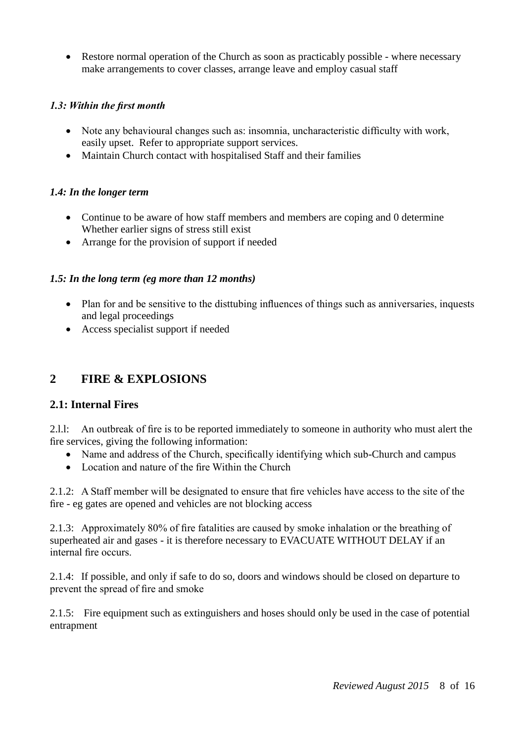- Restore normal operation of the Church as soon as practicably possible - where necessary make arrangements to cover classes, arrange leave and employ casual staff

### *1.3: Within the first month*

- Note any behavioural changes such as: insomnia, uncharacteristic difficulty with work, easily upset. Refer to appropriate support services.
- Maintain Church contact with hospitalised Staff and their families

### *1.4: In the longer term*

- Continue to be aware of how staff members and members are coping and 0 determine Whether earlier signs of stress still exist
- Arrange for the provision of support if needed

### *1.5: In the long term (eg more than 12 months)*

- Plan for and be sensitive to the disttubing influences of things such as anniversaries, inquests and legal proceedings
- Access specialist support if needed

## 2 FIRE & EXPLOSIONS

### 2.1: Internal Fires

2.l.l: An outbreak of fire is to be reported immediately to someone in authority who must alert the fire services, giving the following information:

- Name and address of the Church, specifically identifying which sub-Church and campus
- Location and nature of the fire Within the Church

2.1.2: A Staff member will be designated to ensure that fire vehicles have access to the site of the fire - eg gates are opened and vehicles are not blocking access

2.1.3: Approximately 80% of fire fatalities are caused by smoke inhalation or the breathing of superheated air and gases - it is therefore necessary to EVACUATE WITHOUT DELAY if an internal fire occurs.

2.1.4: If possible, and only if safe to do so, doors and windows should be closed on departure to prevent the spread of fire and smoke

2.1.5: Fire equipment such as extinguishers and hoses should only be used in the case of potential entrapment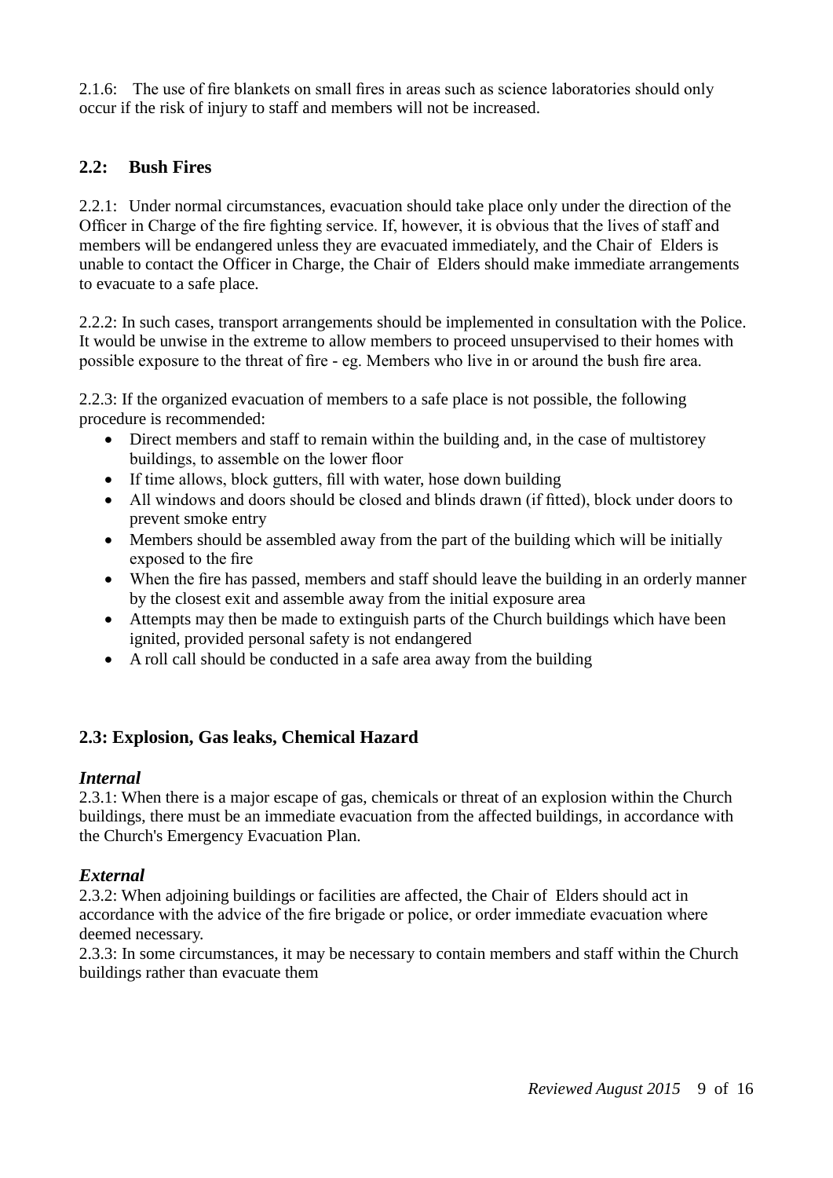2.1.6: The use of fire blankets on small fires in areas such as science laboratories should only occur if the risk of injury to staff and members will not be increased.

## 2.2: Bush Fires

2.2.1: Under normal circumstances, evacuation should take place only under the direction of the Officer in Charge of the fire fighting service. If, however, it is obvious that the lives of staff and members will be endangered unless they are evacuated immediately, and the Chair of Elders is unable to contact the Officer in Charge, the Chair of Elders should make immediate arrangements to evacuate to a safe place.

2.2.2: In such cases, transport arrangements should be implemented in consultation with the Police. It would be unwise in the extreme to allow members to proceed unsupervised to their homes with possible exposure to the threat of fire - eg. Members who live in or around the bush fire area.

2.2.3: If the organized evacuation of members to a safe place is not possible, the following procedure is recommended:

- Direct members and staff to remain within the building and, in the case of multistorey buildings, to assemble on the lower floor
- If time allows, block gutters, fill with water, hose down building
- All windows and doors should be closed and blinds drawn (if fitted), block under doors to prevent smoke entry
- Members should be assembled away from the part of the building which will be initially exposed to the fire
- When the fire has passed, members and staff should leave the building in an orderly manner by the closest exit and assemble away from the initial exposure area
- Attempts may then be made to extinguish parts of the Church buildings which have been ignited, provided personal safety is not endangered
- A roll call should be conducted in a safe area away from the building

## 2.3: Explosion, Gas leaks, Chemical Hazard

***Internal***

2.3.1: When there is a major escape of gas, chemicals or threat of an explosion within the Church buildings, there must be an immediate evacuation from the affected buildings, in accordance with the Church's Emergency Evacuation Plan.

***External***

2.3.2: When adjoining buildings or facilities are affected, the Chair of Elders should act in accordance with the advice of the fire brigade or police, or order immediate evacuation where deemed necessary.

2.3.3: In some circumstances, it may be necessary to contain members and staff within the Church buildings rather than evacuate them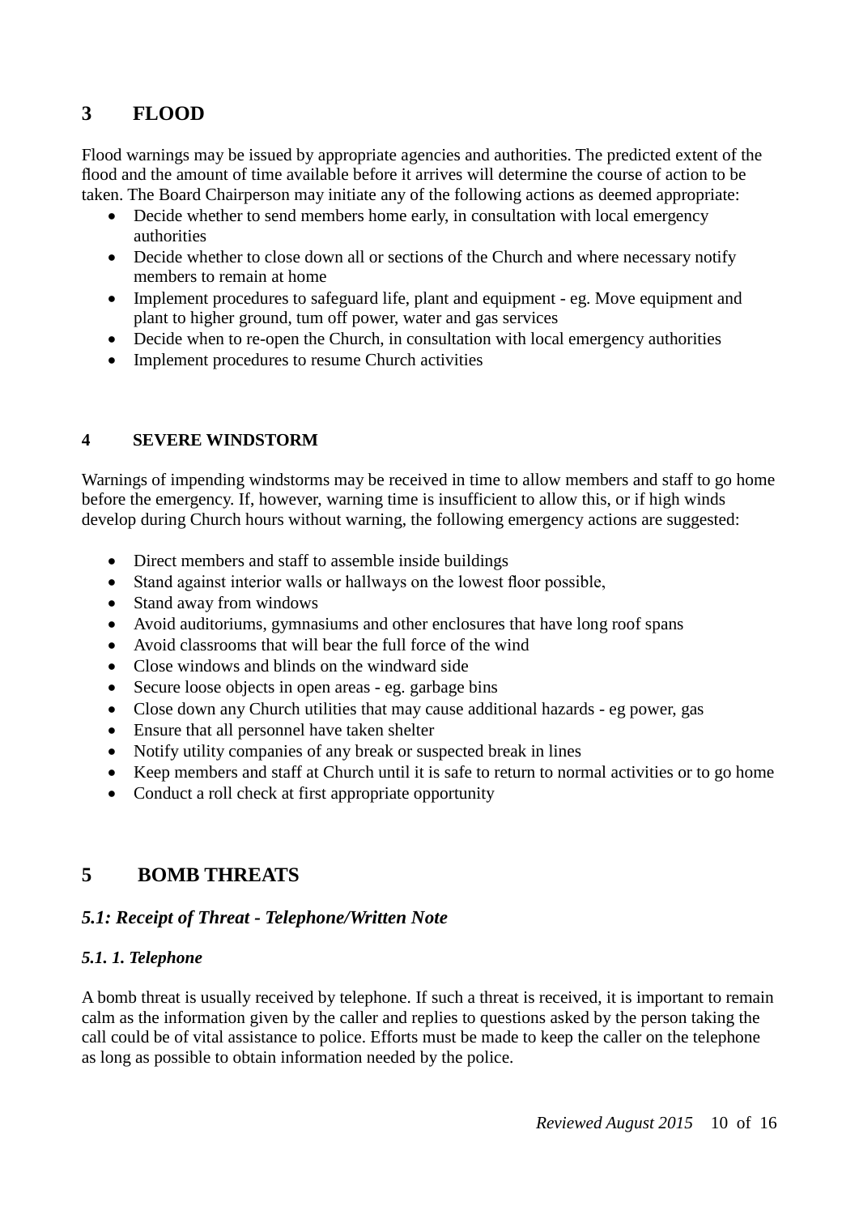## 3 FLOOD

Flood warnings may be issued by appropriate agencies and authorities. The predicted extent of the flood and the amount of time available before it arrives will determine the course of action to be taken. The Board Chairperson may initiate any of the following actions as deemed appropriate:

- Decide whether to send members home early, in consultation with local emergency authorities
- Decide whether to close down all or sections of the Church and where necessary notify members to remain at home
- Implement procedures to safeguard life, plant and equipment - eg. Move equipment and plant to higher ground, tum off power, water and gas services
- Decide when to re-open the Church, in consultation with local emergency authorities
- Implement procedures to resume Church activities

### 4 SEVERE WINDSTORM

Warnings of impending windstorms may be received in time to allow members and staff to go home before the emergency. If, however, warning time is insufficient to allow this, or if high winds develop during Church hours without warning, the following emergency actions are suggested:

- Direct members and staff to assemble inside buildings
- Stand against interior walls or hallways on the lowest floor possible,
- Stand away from windows
- Avoid auditoriums, gymnasiums and other enclosures that have long roof spans
- Avoid classrooms that will bear the full force of the wind
- Close windows and blinds on the windward side
- Secure loose objects in open areas - eg. garbage bins
- Close down any Church utilities that may cause additional hazards - eg power, gas
- Ensure that all personnel have taken shelter
- Notify utility companies of any break or suspected break in lines
- Keep members and staff at Church until it is safe to return to normal activities or to go home
- Conduct a roll check at first appropriate opportunity

## 5 BOMB THREATS

### *5.1: Receipt of Threat - Telephone/Written Note*

#### *5.1. 1. Telephone*

A bomb threat is usually received by telephone. If such a threat is received, it is important to remain calm as the information given by the caller and replies to questions asked by the person taking the call could be of vital assistance to police. Efforts must be made to keep the caller on the telephone as long as possible to obtain information needed by the police.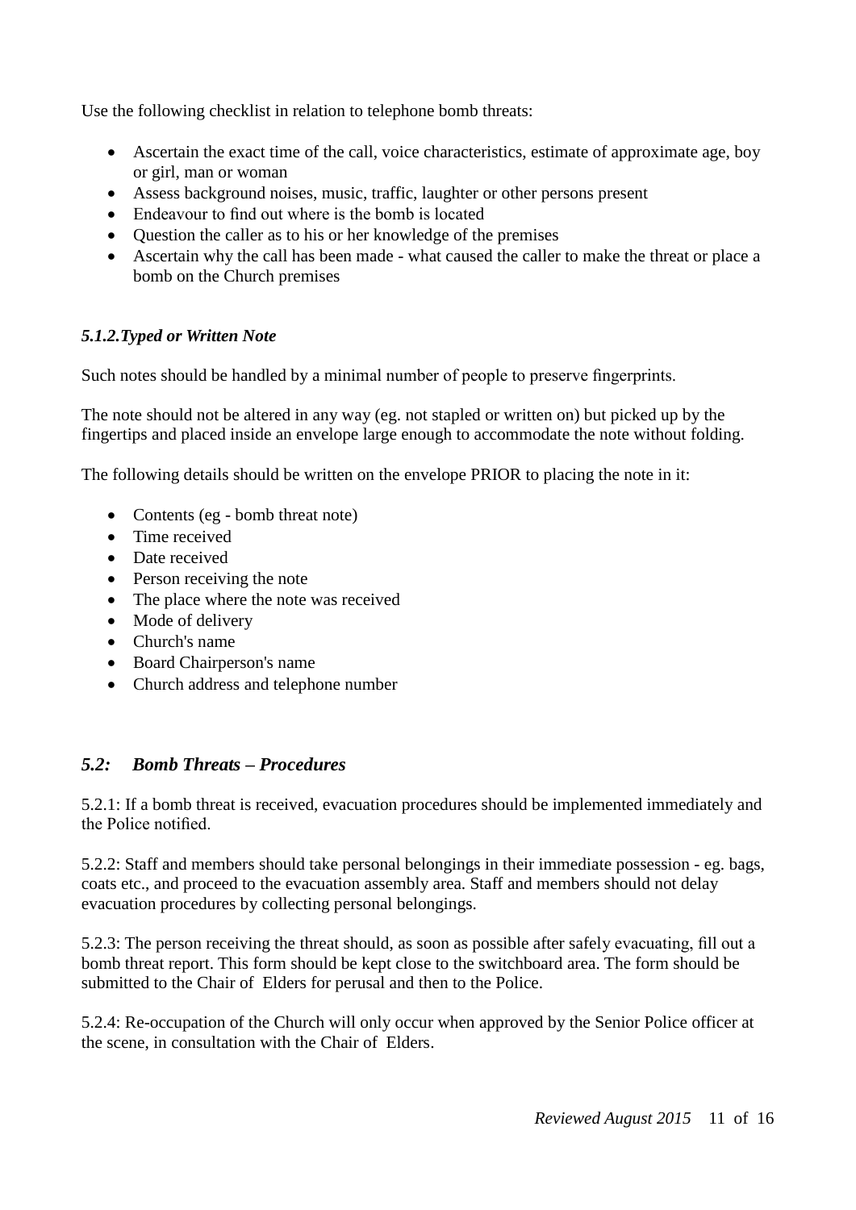Use the following checklist in relation to telephone bomb threats:

- Ascertain the exact time of the call, voice characteristics, estimate of approximate age, boy or girl, man or woman
- Assess background noises, music, traffic, laughter or other persons present
- Endeavour to find out where is the bomb is located
- Question the caller as to his or her knowledge of the premises
- Ascertain why the call has been made - what caused the caller to make the threat or place a bomb on the Church premises

### *5.1.2.Typed or Written Note*

Such notes should be handled by a minimal number of people to preserve fingerprints.

The note should not be altered in any way (eg. not stapled or written on) but picked up by the fingertips and placed inside an envelope large enough to accommodate the note without folding.

The following details should be written on the envelope PRIOR to placing the note in it:

- Contents (eg - bomb threat note)
- Time received
- Date received
- Person receiving the note
- The place where the note was received
- Mode of delivery
- Church's name
- Board Chairperson's name
- Church address and telephone number

## *5.2: Bomb Threats – Procedures*

5.2.1: If a bomb threat is received, evacuation procedures should be implemented immediately and the Police notified.

5.2.2: Staff and members should take personal belongings in their immediate possession - eg. bags, coats etc., and proceed to the evacuation assembly area. Staff and members should not delay evacuation procedures by collecting personal belongings.

5.2.3: The person receiving the threat should, as soon as possible after safely evacuating, fill out a bomb threat report. This form should be kept close to the switchboard area. The form should be submitted to the Chair of Elders for perusal and then to the Police.

5.2.4: Re-occupation of the Church will only occur when approved by the Senior Police officer at the scene, in consultation with the Chair of Elders.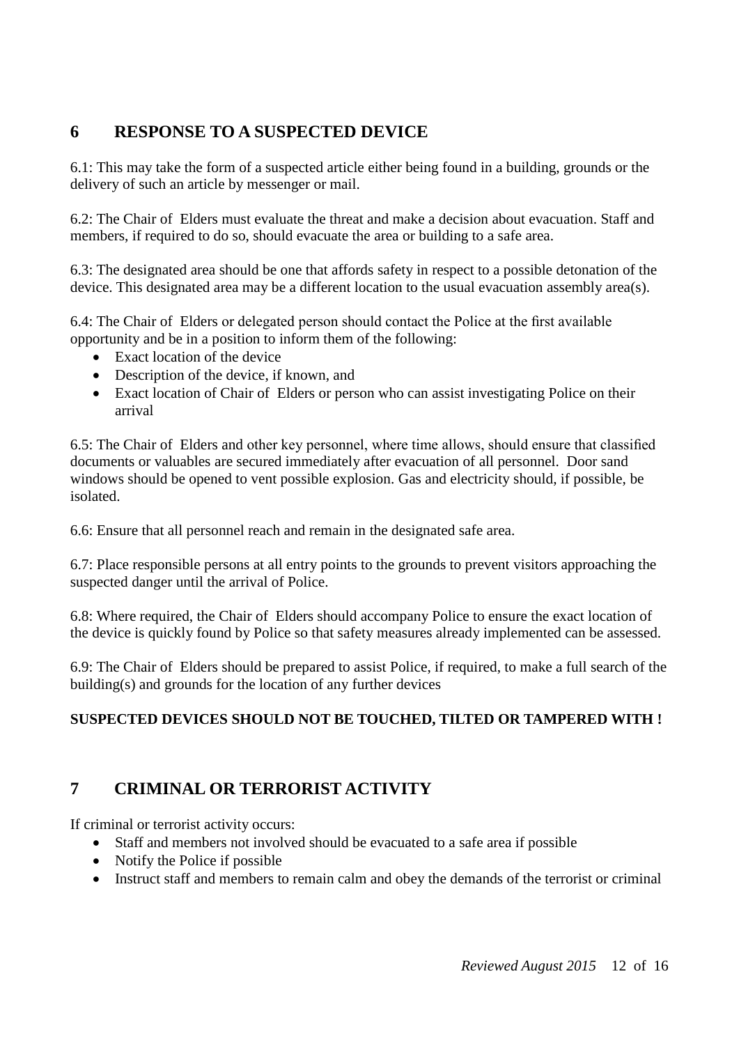## 6 RESPONSE TO A SUSPECTED DEVICE

6.1: This may take the form of a suspected article either being found in a building, grounds or the delivery of such an article by messenger or mail.

6.2: The Chair of Elders must evaluate the threat and make a decision about evacuation. Staff and members, if required to do so, should evacuate the area or building to a safe area.

6.3: The designated area should be one that affords safety in respect to a possible detonation of the device. This designated area may be a different location to the usual evacuation assembly area(s).

6.4: The Chair of Elders or delegated person should contact the Police at the first available opportunity and be in a position to inform them of the following:

- Exact location of the device
- Description of the device, if known, and
- Exact location of Chair of Elders or person who can assist investigating Police on their arrival

6.5: The Chair of Elders and other key personnel, where time allows, should ensure that classified documents or valuables are secured immediately after evacuation of all personnel. Door sand windows should be opened to vent possible explosion. Gas and electricity should, if possible, be isolated.

6.6: Ensure that all personnel reach and remain in the designated safe area.

6.7: Place responsible persons at all entry points to the grounds to prevent visitors approaching the suspected danger until the arrival of Police.

6.8: Where required, the Chair of Elders should accompany Police to ensure the exact location of the device is quickly found by Police so that safety measures already implemented can be assessed.

6.9: The Chair of Elders should be prepared to assist Police, if required, to make a full search of the building(s) and grounds for the location of any further devices

**SUSPECTED DEVICES SHOULD NOT BE TOUCHED, TILTED OR TAMPERED WITH !**

## 7 CRIMINAL OR TERRORIST ACTIVITY

If criminal or terrorist activity occurs:

- Staff and members not involved should be evacuated to a safe area if possible
- Notify the Police if possible
- Instruct staff and members to remain calm and obey the demands of the terrorist or criminal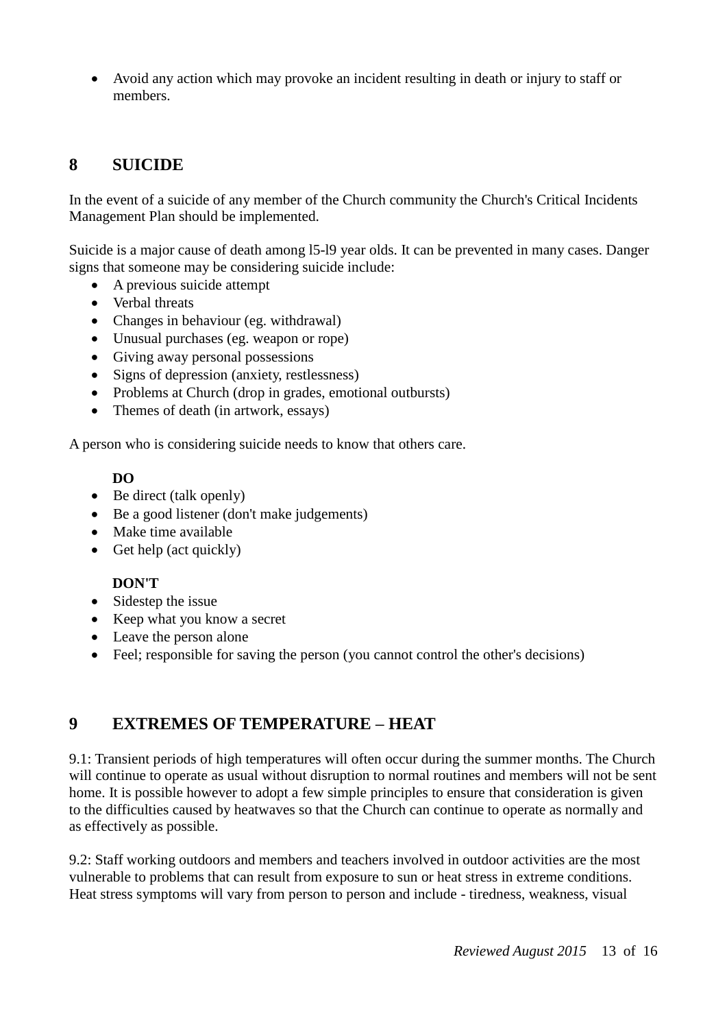- Avoid any action which may provoke an incident resulting in death or injury to staff or members.

## 8 SUICIDE

In the event of a suicide of any member of the Church community the Church's Critical Incidents Management Plan should be implemented.

Suicide is a major cause of death among l5-l9 year olds. It can be prevented in many cases. Danger signs that someone may be considering suicide include:

- A previous suicide attempt
- Verbal threats
- Changes in behaviour (eg. withdrawal)
- Unusual purchases (eg. weapon or rope)
- Giving away personal possessions
- Signs of depression (anxiety, restlessness)
- Problems at Church (drop in grades, emotional outbursts)
- Themes of death (in artwork, essays)

A person who is considering suicide needs to know that others care.

**DO**

- Be direct (talk openly)
- Be a good listener (don't make judgements)
- Make time available
- Get help (act quickly)

**DON'T**

- Sidestep the issue
- Keep what you know a secret
- Leave the person alone
- Feel; responsible for saving the person (you cannot control the other's decisions)

## 9 EXTREMES OF TEMPERATURE – HEAT

9.1: Transient periods of high temperatures will often occur during the summer months. The Church will continue to operate as usual without disruption to normal routines and members will not be sent home. It is possible however to adopt a few simple principles to ensure that consideration is given to the difficulties caused by heatwaves so that the Church can continue to operate as normally and as effectively as possible.

9.2: Staff working outdoors and members and teachers involved in outdoor activities are the most vulnerable to problems that can result from exposure to sun or heat stress in extreme conditions. Heat stress symptoms will vary from person to person and include - tiredness, weakness, visual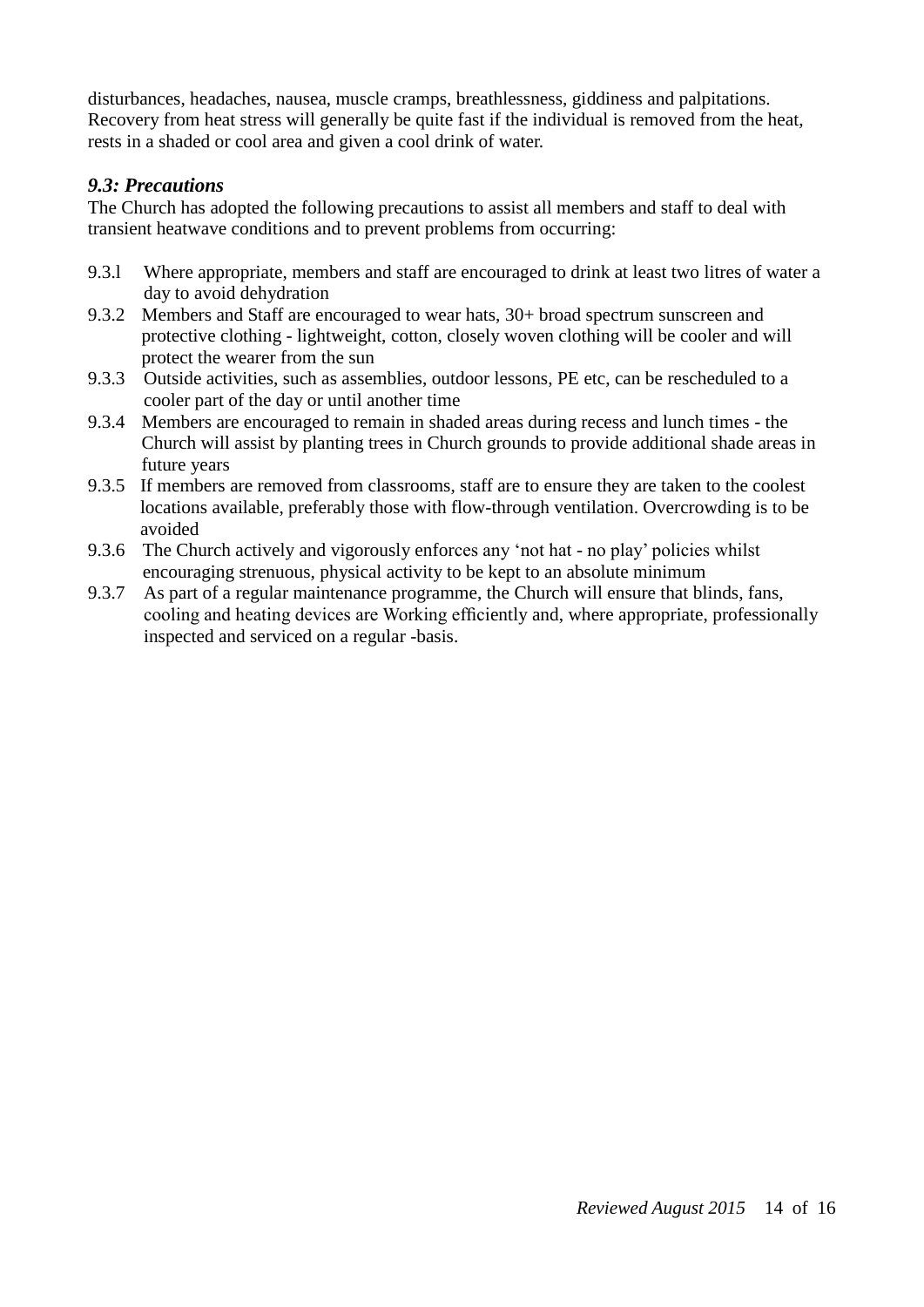disturbances, headaches, nausea, muscle cramps, breathlessness, giddiness and palpitations. Recovery from heat stress will generally be quite fast if the individual is removed from the heat, rests in a shaded or cool area and given a cool drink of water.

### *9.3: Precautions*

The Church has adopted the following precautions to assist all members and staff to deal with transient heatwave conditions and to prevent problems from occurring:

- 9.3.l Where appropriate, members and staff are encouraged to drink at least two litres of water a day to avoid dehydration
- 9.3.2 Members and Staff are encouraged to wear hats, 30+ broad spectrum sunscreen and protective clothing - lightweight, cotton, closely woven clothing will be cooler and will protect the wearer from the sun
- 9.3.3 Outside activities, such as assemblies, outdoor lessons, PE etc, can be rescheduled to a cooler part of the day or until another time
- 9.3.4 Members are encouraged to remain in shaded areas during recess and lunch times - the Church will assist by planting trees in Church grounds to provide additional shade areas in future years
- 9.3.5 If members are removed from classrooms, staff are to ensure they are taken to the coolest locations available, preferably those with flow-through ventilation. Overcrowding is to be avoided
- 9.3.6 The Church actively and vigorously enforces any 'not hat - no play' policies whilst encouraging strenuous, physical activity to be kept to an absolute minimum
- 9.3.7 As part of a regular maintenance programme, the Church will ensure that blinds, fans, cooling and heating devices are Working efficiently and, where appropriate, professionally inspected and serviced on a regular -basis.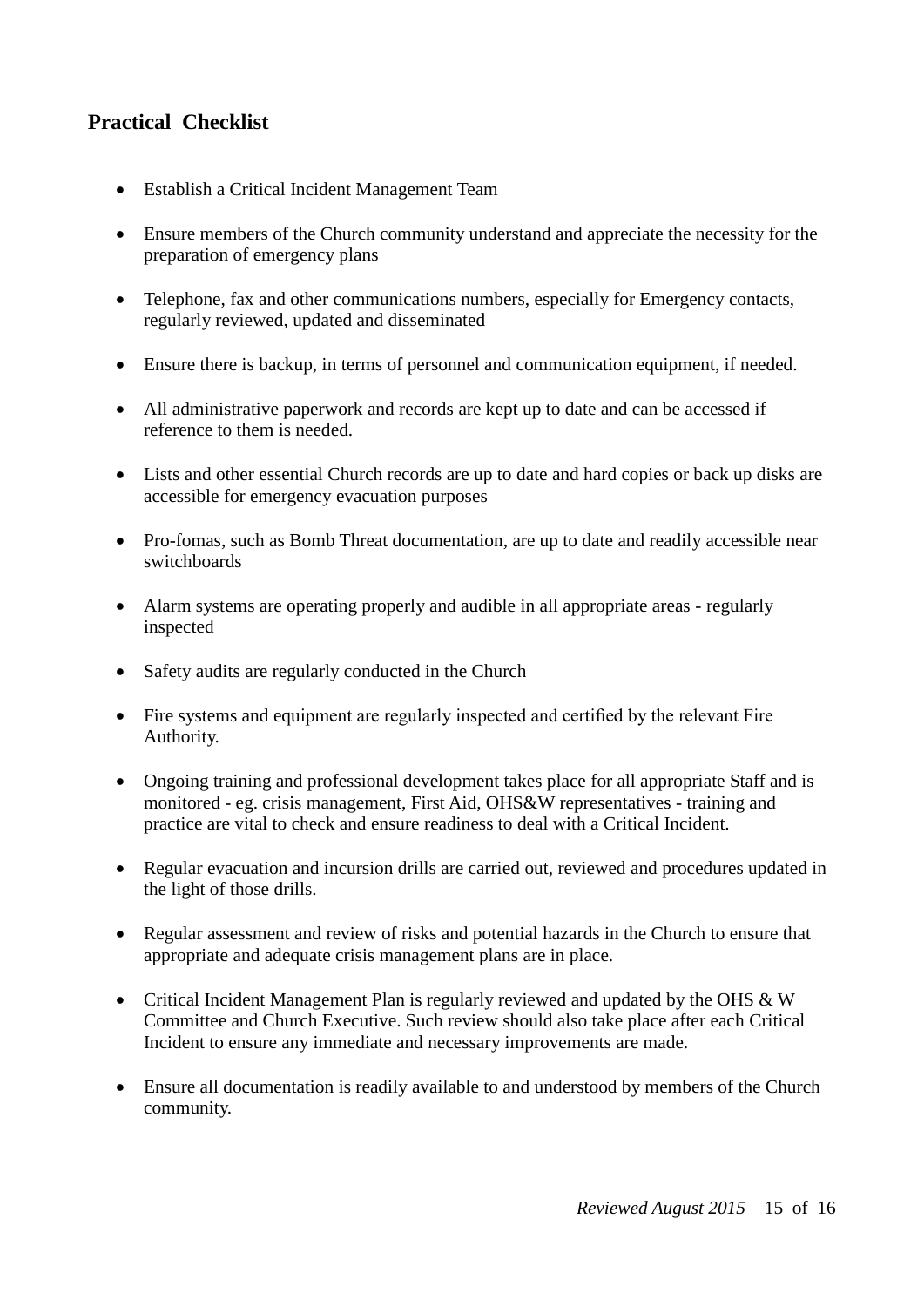## Practical Checklist

- Establish a Critical Incident Management Team
- Ensure members of the Church community understand and appreciate the necessity for the preparation of emergency plans
- Telephone, fax and other communications numbers, especially for Emergency contacts, regularly reviewed, updated and disseminated
- Ensure there is backup, in terms of personnel and communication equipment, if needed.
- All administrative paperwork and records are kept up to date and can be accessed if reference to them is needed.
- Lists and other essential Church records are up to date and hard copies or back up disks are accessible for emergency evacuation purposes
- Pro-fomas, such as Bomb Threat documentation, are up to date and readily accessible near switchboards
- Alarm systems are operating properly and audible in all appropriate areas - regularly inspected
- Safety audits are regularly conducted in the Church
- Fire systems and equipment are regularly inspected and certified by the relevant Fire Authority.
- Ongoing training and professional development takes place for all appropriate Staff and is monitored - eg. crisis management, First Aid, OHS&W representatives - training and practice are vital to check and ensure readiness to deal with a Critical Incident.
- Regular evacuation and incursion drills are carried out, reviewed and procedures updated in the light of those drills.
- Regular assessment and review of risks and potential hazards in the Church to ensure that appropriate and adequate crisis management plans are in place.
- Critical Incident Management Plan is regularly reviewed and updated by the OHS & W Committee and Church Executive. Such review should also take place after each Critical Incident to ensure any immediate and necessary improvements are made.
- Ensure all documentation is readily available to and understood by members of the Church community.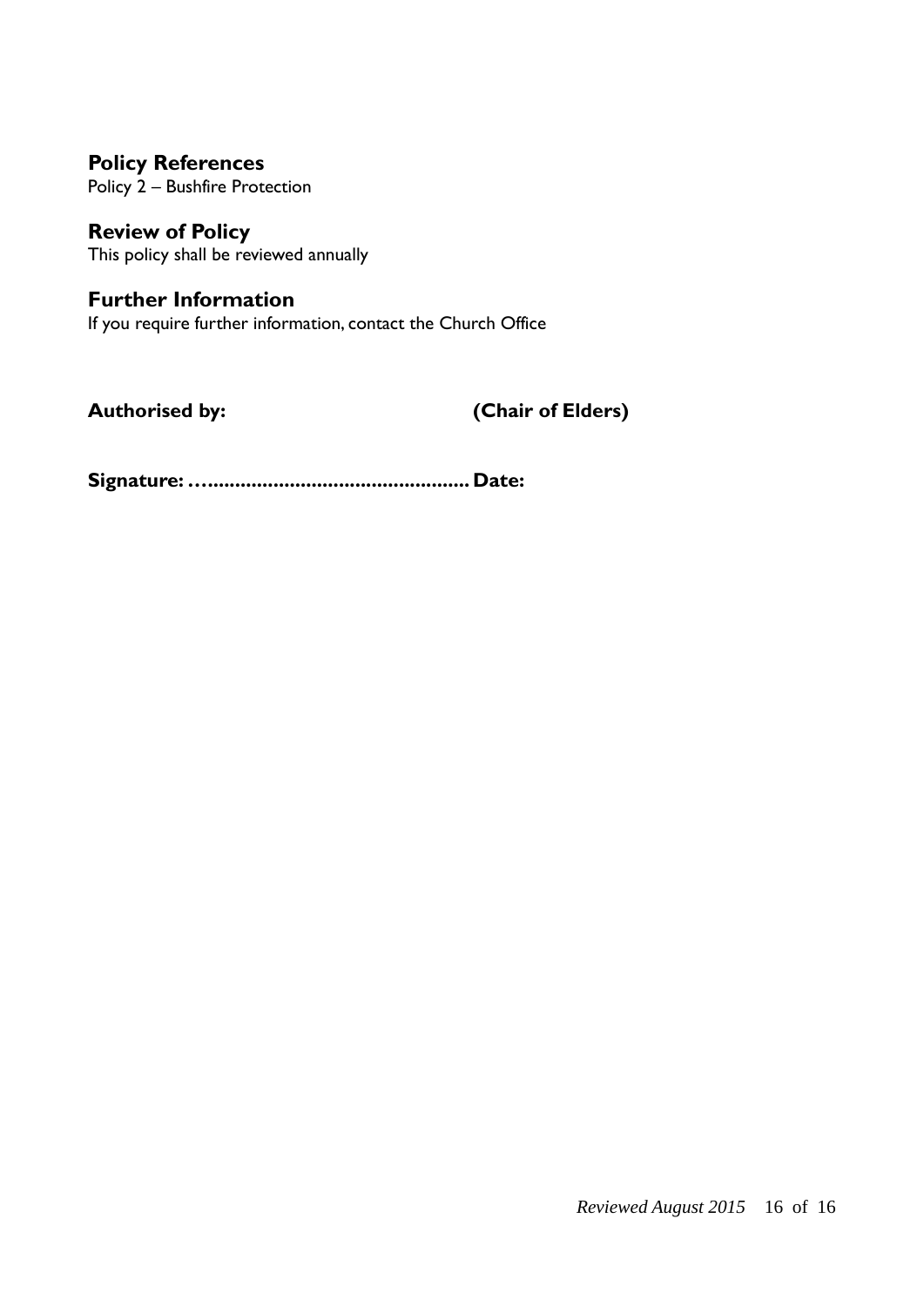## Policy References

Policy 2 – Bushfire Protection

## Review of Policy

This policy shall be reviewed annually

## Further Information

If you require further information, contact the Church Office

**Authorised by:** **(Chair of Elders)**

**Signature: …............................................... Date:**